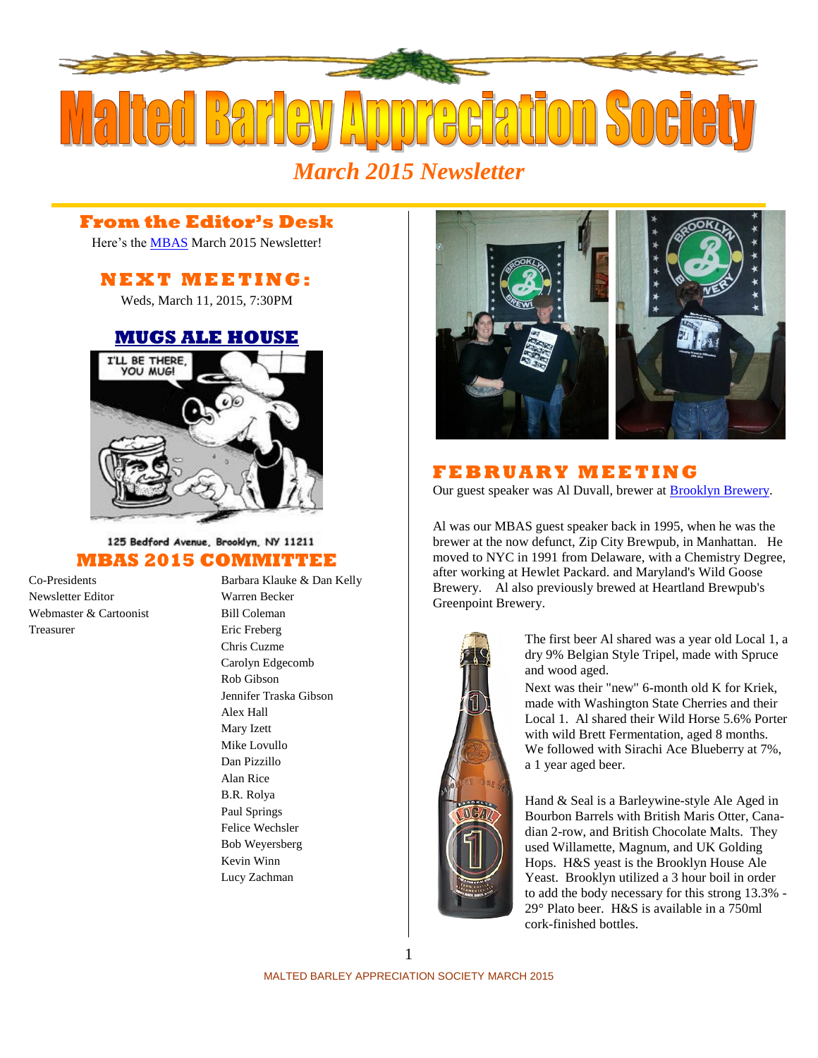# Malted Barley Appreciation Society

*March 2015 Newsletter*

## From the Editor's Desk

Here's the MBAS March 2015 Newsletter!

## NEXT MEETING:

Weds, March 11, 2015, 7:30PM

## MUGS ALE HOUSE

125 Bedford Avenue, Brooklyn, NY 11211

## MBAS 2015 COMMITTEE

| | |
|---|---|
| Co-Presidents | Barbara Klauke & Dan Kelly |
| Newsletter Editor | Warren Becker |
| Webmaster & Cartoonist | Bill Coleman |
| Treasurer | Eric Freberg |
| | Chris Cuzme |
| | Carolyn Edgecomb |
| | Rob Gibson |
| | Jennifer Traska Gibson |
| | Alex Hall |
| | Mary Izett |
| | Mike Lovullo |
| | Dan Pizzillo |
| | Alan Rice |
| | B.R. Rolya |
| | Paul Springs |
| | Felice Wechsler |
| | Bob Weyersberg |
| | Kevin Winn |
| | Lucy Zachman |

## FEBRUARY MEETING

Our guest speaker was Al Duvall, brewer at Brooklyn Brewery.

Al was our MBAS guest speaker back in 1995, when he was the brewer at the now defunct, Zip City Brewpub, in Manhattan. He moved to NYC in 1991 from Delaware, with a Chemistry Degree, after working at Hewlet Packard. and Maryland's Wild Goose Brewery. Al also previously brewed at Heartland Brewpub's Greenpoint Brewery.

The first beer Al shared was a year old Local 1, a dry 9% Belgian Style Tripel, made with Spruce and wood aged.

Next was their "new" 6-month old K for Kriek, made with Washington State Cherries and their Local 1. Al shared their Wild Horse 5.6% Porter with wild Brett Fermentation, aged 8 months. We followed with Sirachi Ace Blueberry at 7%, a 1 year aged beer.

Hand & Seal is a Barleywine-style Ale Aged in Bourbon Barrels with British Maris Otter, Canadian 2-row, and British Chocolate Malts. They used Willamette, Magnum, and UK Golding Hops. H&S yeast is the Brooklyn House Ale Yeast. Brooklyn utilized a 3 hour boil in order to add the body necessary for this strong 13.3% - 29° Plato beer. H&S is available in a 750ml cork-finished bottles.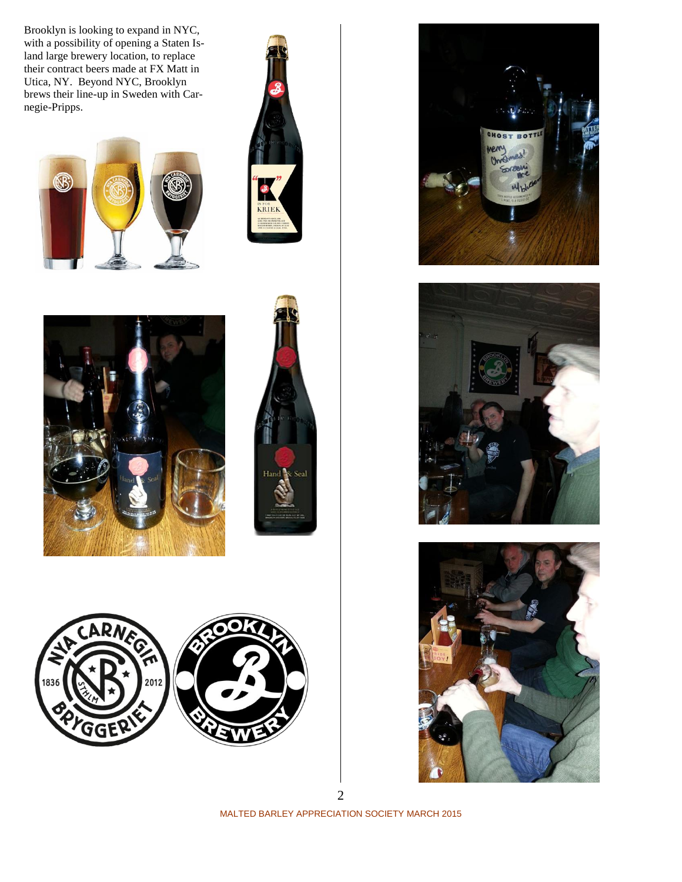Brooklyn is looking to expand in NYC, with a possibility of opening a Staten Island large brewery location, to replace their contract beers made at FX Matt in Utica, NY. Beyond NYC, Brooklyn brews their line-up in Sweden with Carnegie-Pripps.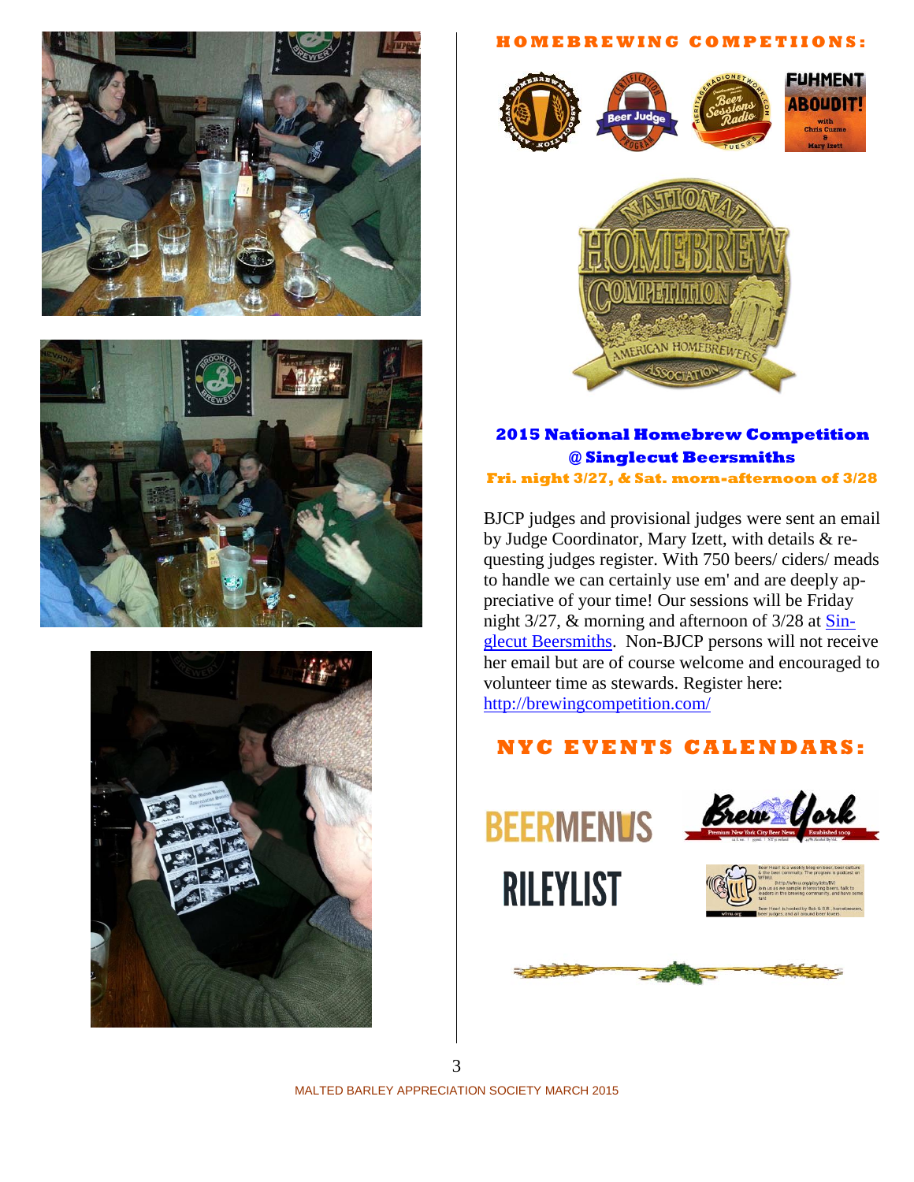## HOMEBREWING COMPETIIONS:

### 2015 National Homebrew Competition @ Singlecut Beersmiths

**Fri. night 3/27, & Sat. morn-afternoon of 3/28**

BJCP judges and provisional judges were sent an email by Judge Coordinator, Mary Izett, with details & requesting judges register. With 750 beers/ ciders/ meads to handle we can certainly use em' and are deeply appreciative of your time! Our sessions will be Friday night 3/27, & morning and afternoon of 3/28 at Singlecut Beersmiths. Non-BJCP persons will not receive her email but are of course welcome and encouraged to volunteer time as stewards. Register here: http://brewingcompetition.com/

## NYC EVENTS CALENDARS:

BEERMENUS

RILEYLIST

Brew York